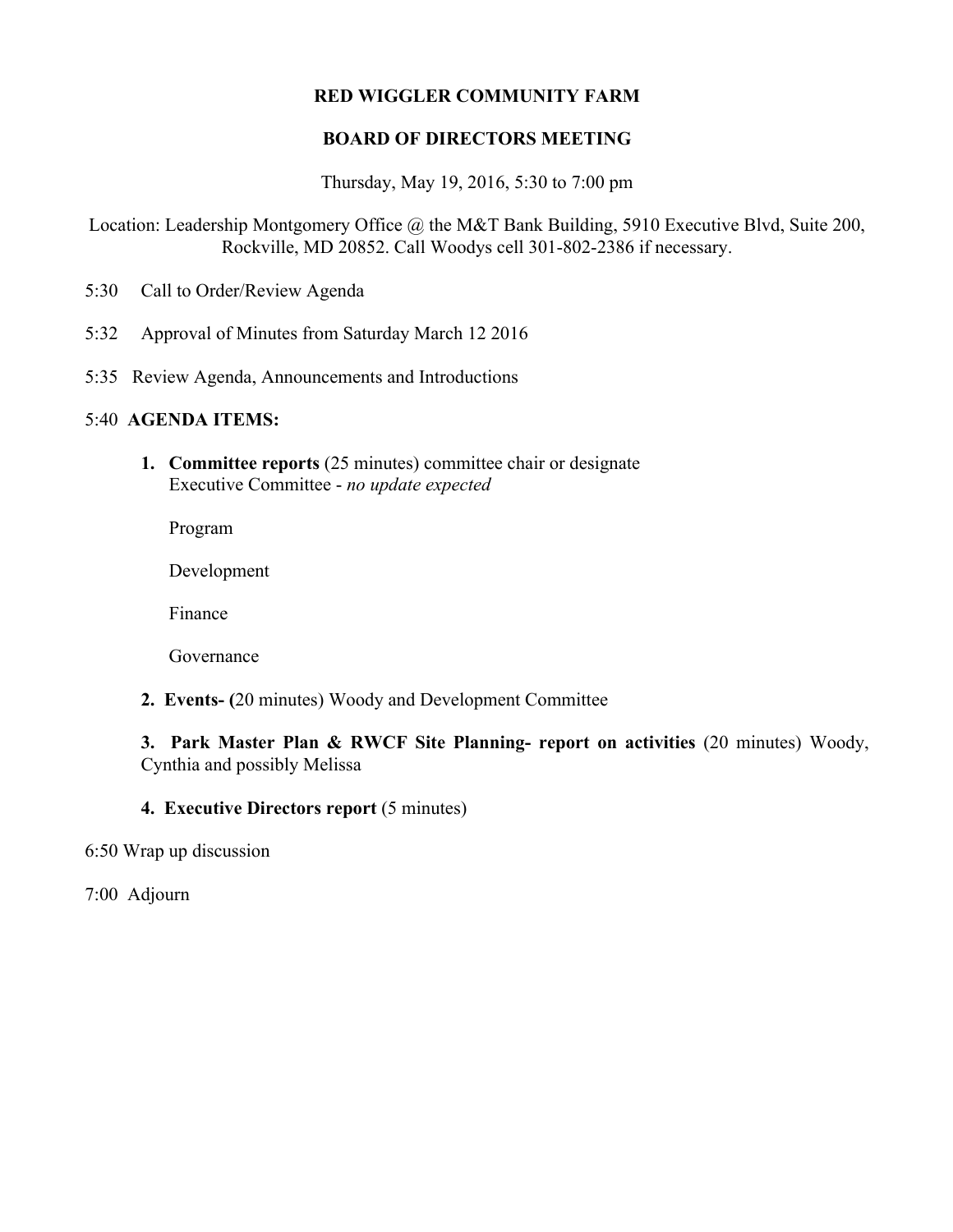**RED WIGGLER COMMUNITY FARM**

**BOARD OF DIRECTORS MEETING**

Thursday, May 19, 2016, 5:30 to 7:00 pm

Location: Leadership Montgomery Office @ the M&T Bank Building, 5910 Executive Blvd, Suite 200, Rockville, MD 20852. Call Woodys cell 301-802-2386 if necessary.

5:30 Call to Order/Review Agenda

5:32 Approval of Minutes from Saturday March 12 2016

5:35 Review Agenda, Announcements and Introductions

5:40 **AGENDA ITEMS:**

1. **Committee reports** (25 minutes) committee chair or designate
   Executive Committee - *no update expected*

   Program

   Development

   Finance

   Governance

2. **Events- (**20 minutes) Woody and Development Committee

3. **Park Master Plan & RWCF Site Planning- report on activities** (20 minutes) Woody, Cynthia and possibly Melissa

4. **Executive Directors report** (5 minutes)

6:50 Wrap up discussion

7:00 Adjourn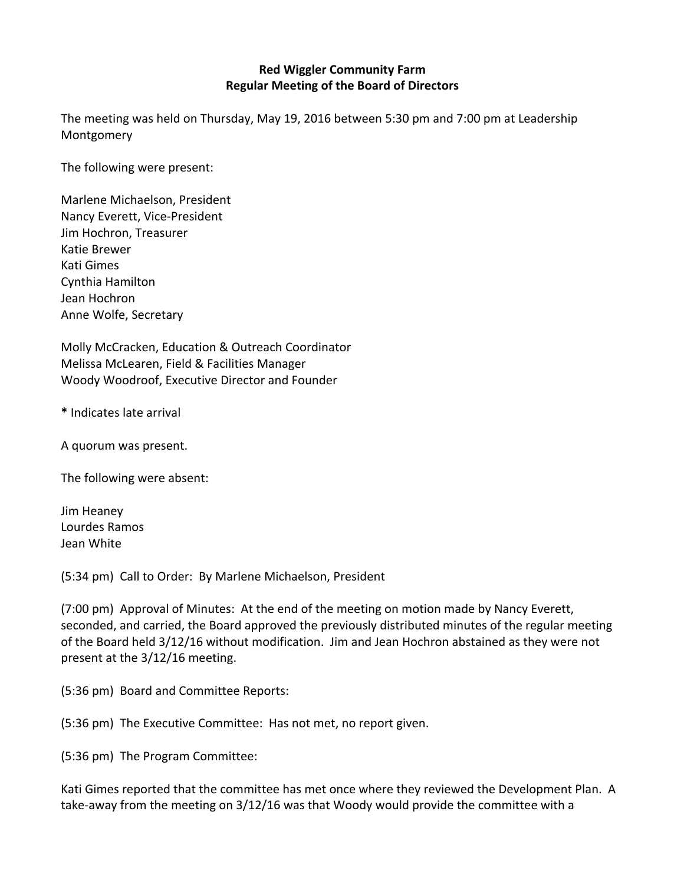**Red Wiggler Community Farm**
**Regular Meeting of the Board of Directors**

The meeting was held on Thursday, May 19, 2016 between 5:30 pm and 7:00 pm at Leadership Montgomery

The following were present:

Marlene Michaelson, President
Nancy Everett, Vice-President
Jim Hochron, Treasurer
Katie Brewer
Kati Gimes
Cynthia Hamilton
Jean Hochron
Anne Wolfe, Secretary

Molly McCracken, Education & Outreach Coordinator
Melissa McLearen, Field & Facilities Manager
Woody Woodroof, Executive Director and Founder

**\*** Indicates late arrival

A quorum was present.

The following were absent:

Jim Heaney
Lourdes Ramos
Jean White

(5:34 pm) Call to Order: By Marlene Michaelson, President

(7:00 pm) Approval of Minutes: At the end of the meeting on motion made by Nancy Everett, seconded, and carried, the Board approved the previously distributed minutes of the regular meeting of the Board held 3/12/16 without modification. Jim and Jean Hochron abstained as they were not present at the 3/12/16 meeting.

(5:36 pm) Board and Committee Reports:

(5:36 pm) The Executive Committee: Has not met, no report given.

(5:36 pm) The Program Committee:

Kati Gimes reported that the committee has met once where they reviewed the Development Plan. A take-away from the meeting on 3/12/16 was that Woody would provide the committee with a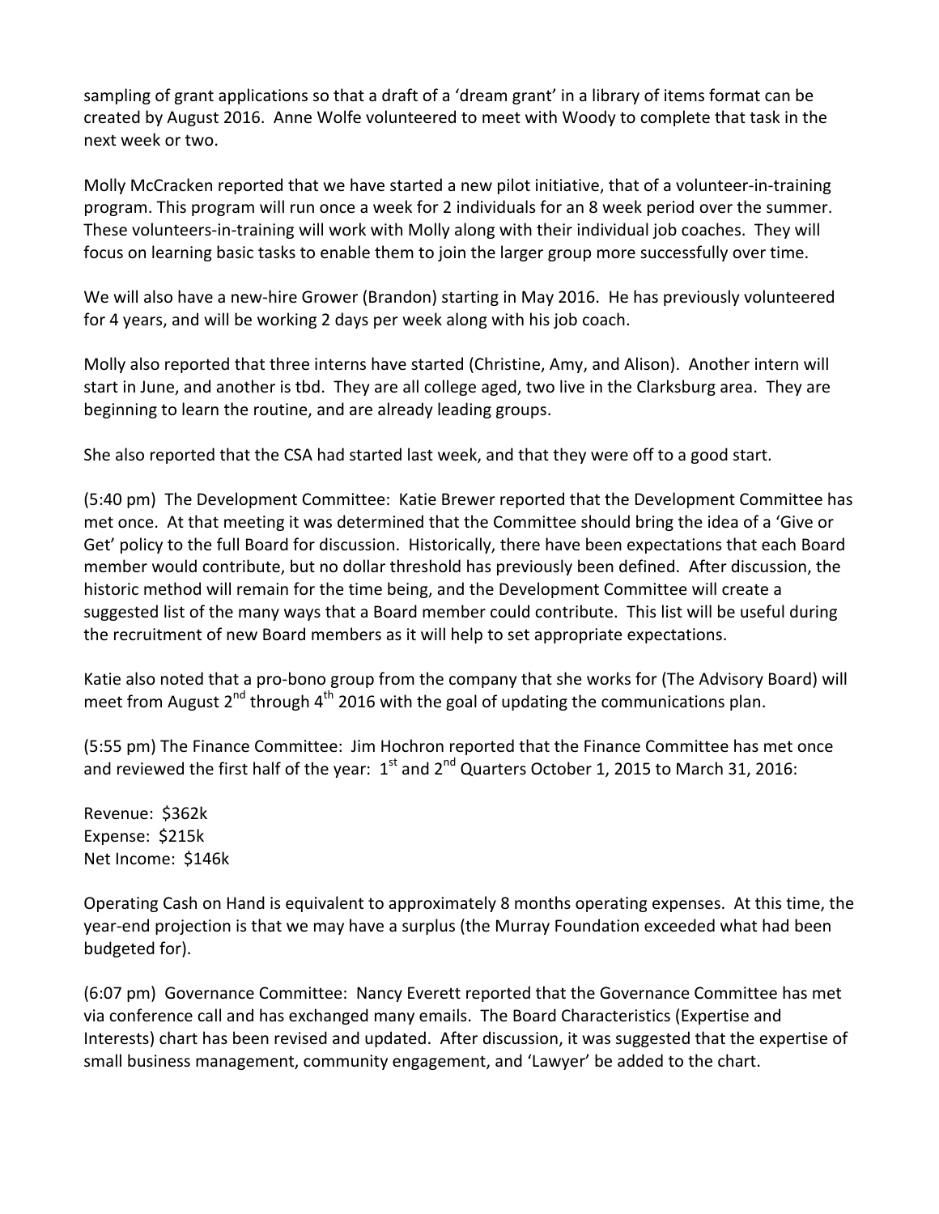sampling of grant applications so that a draft of a 'dream grant' in a library of items format can be created by August 2016. Anne Wolfe volunteered to meet with Woody to complete that task in the next week or two.

Molly McCracken reported that we have started a new pilot initiative, that of a volunteer-in-training program. This program will run once a week for 2 individuals for an 8 week period over the summer. These volunteers-in-training will work with Molly along with their individual job coaches. They will focus on learning basic tasks to enable them to join the larger group more successfully over time.

We will also have a new-hire Grower (Brandon) starting in May 2016. He has previously volunteered for 4 years, and will be working 2 days per week along with his job coach.

Molly also reported that three interns have started (Christine, Amy, and Alison). Another intern will start in June, and another is tbd. They are all college aged, two live in the Clarksburg area. They are beginning to learn the routine, and are already leading groups.

She also reported that the CSA had started last week, and that they were off to a good start.

(5:40 pm) The Development Committee: Katie Brewer reported that the Development Committee has met once. At that meeting it was determined that the Committee should bring the idea of a 'Give or Get' policy to the full Board for discussion. Historically, there have been expectations that each Board member would contribute, but no dollar threshold has previously been defined. After discussion, the historic method will remain for the time being, and the Development Committee will create a suggested list of the many ways that a Board member could contribute. This list will be useful during the recruitment of new Board members as it will help to set appropriate expectations.

Katie also noted that a pro-bono group from the company that she works for (The Advisory Board) will meet from August 2nd through 4th 2016 with the goal of updating the communications plan.

(5:55 pm) The Finance Committee: Jim Hochron reported that the Finance Committee has met once and reviewed the first half of the year: 1st and 2nd Quarters October 1, 2015 to March 31, 2016:

Revenue: $362k
Expense: $215k
Net Income: $146k

Operating Cash on Hand is equivalent to approximately 8 months operating expenses. At this time, the year-end projection is that we may have a surplus (the Murray Foundation exceeded what had been budgeted for).

(6:07 pm) Governance Committee: Nancy Everett reported that the Governance Committee has met via conference call and has exchanged many emails. The Board Characteristics (Expertise and Interests) chart has been revised and updated. After discussion, it was suggested that the expertise of small business management, community engagement, and 'Lawyer' be added to the chart.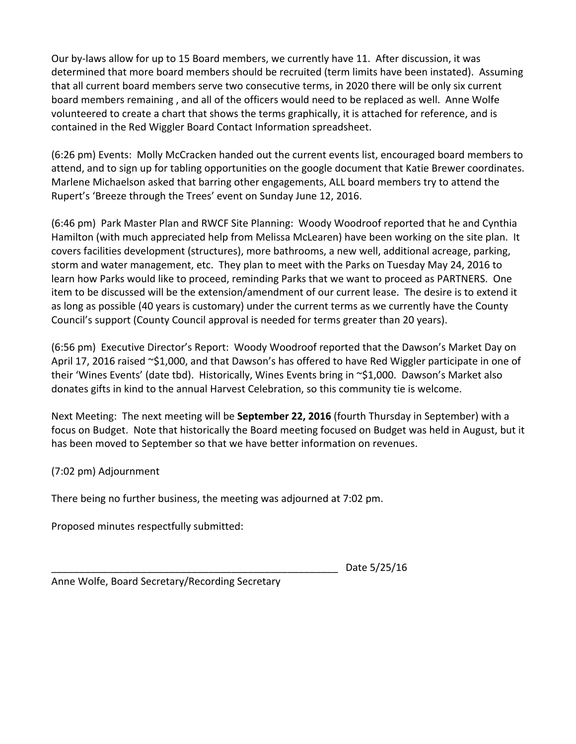Our by-laws allow for up to 15 Board members, we currently have 11. After discussion, it was determined that more board members should be recruited (term limits have been instated). Assuming that all current board members serve two consecutive terms, in 2020 there will be only six current board members remaining , and all of the officers would need to be replaced as well. Anne Wolfe volunteered to create a chart that shows the terms graphically, it is attached for reference, and is contained in the Red Wiggler Board Contact Information spreadsheet.

(6:26 pm) Events: Molly McCracken handed out the current events list, encouraged board members to attend, and to sign up for tabling opportunities on the google document that Katie Brewer coordinates. Marlene Michaelson asked that barring other engagements, ALL board members try to attend the Rupert's 'Breeze through the Trees' event on Sunday June 12, 2016.

(6:46 pm) Park Master Plan and RWCF Site Planning: Woody Woodroof reported that he and Cynthia Hamilton (with much appreciated help from Melissa McLearen) have been working on the site plan. It covers facilities development (structures), more bathrooms, a new well, additional acreage, parking, storm and water management, etc. They plan to meet with the Parks on Tuesday May 24, 2016 to learn how Parks would like to proceed, reminding Parks that we want to proceed as PARTNERS. One item to be discussed will be the extension/amendment of our current lease. The desire is to extend it as long as possible (40 years is customary) under the current terms as we currently have the County Council's support (County Council approval is needed for terms greater than 20 years).

(6:56 pm) Executive Director's Report: Woody Woodroof reported that the Dawson's Market Day on April 17, 2016 raised ~$1,000, and that Dawson's has offered to have Red Wiggler participate in one of their 'Wines Events' (date tbd). Historically, Wines Events bring in ~$1,000. Dawson's Market also donates gifts in kind to the annual Harvest Celebration, so this community tie is welcome.

Next Meeting: The next meeting will be **September 22, 2016** (fourth Thursday in September) with a focus on Budget. Note that historically the Board meeting focused on Budget was held in August, but it has been moved to September so that we have better information on revenues.

(7:02 pm) Adjournment

There being no further business, the meeting was adjourned at 7:02 pm.

Proposed minutes respectfully submitted:

_______________________________________________________ Date 5/25/16

Anne Wolfe, Board Secretary/Recording Secretary